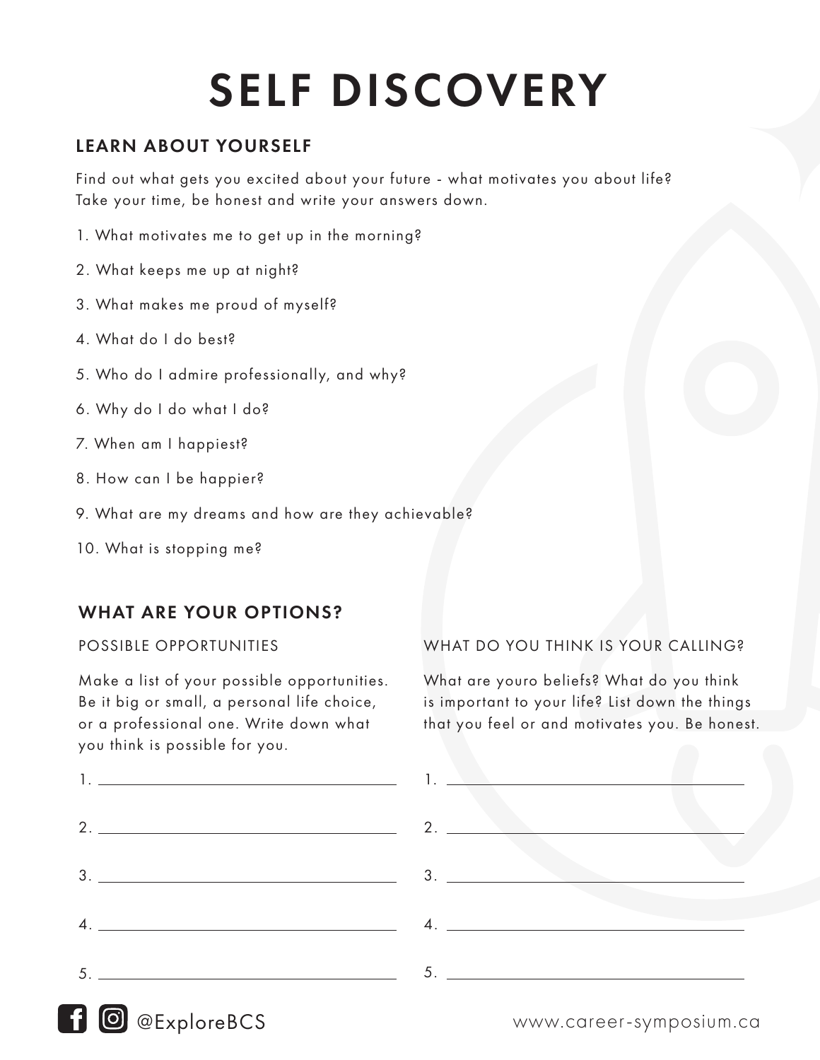# SELF DISCOVERY

## LEARN ABOUT YOURSELF

Find out what gets you excited about your future - what motivates you about life? Take your time, be honest and write your answers down.

1. What motivates me to get up in the morning?
2. What keeps me up at night?
3. What makes me proud of myself?
4. What do I do best?
5. Who do I admire professionally, and why?
6. Why do I do what I do?
7. When am I happiest?
8. How can I be happier?
9. What are my dreams and how are they achievable?
10. What is stopping me?

## WHAT ARE YOUR OPTIONS?

### POSSIBLE OPPORTUNITIES

Make a list of your possible opportunities. Be it big or small, a personal life choice, or a professional one. Write down what you think is possible for you.

1. ______________________________
2. ______________________________
3. ______________________________
4. ______________________________
5. ______________________________

### WHAT DO YOU THINK IS YOUR CALLING?

What are youro beliefs? What do you think is important to your life? List down the things that you feel or and motivates you. Be honest.

1. ______________________________
2. ______________________________
3. ______________________________
4. ______________________________
5. ______________________________

@ExploreBCS

www.career-symposium.ca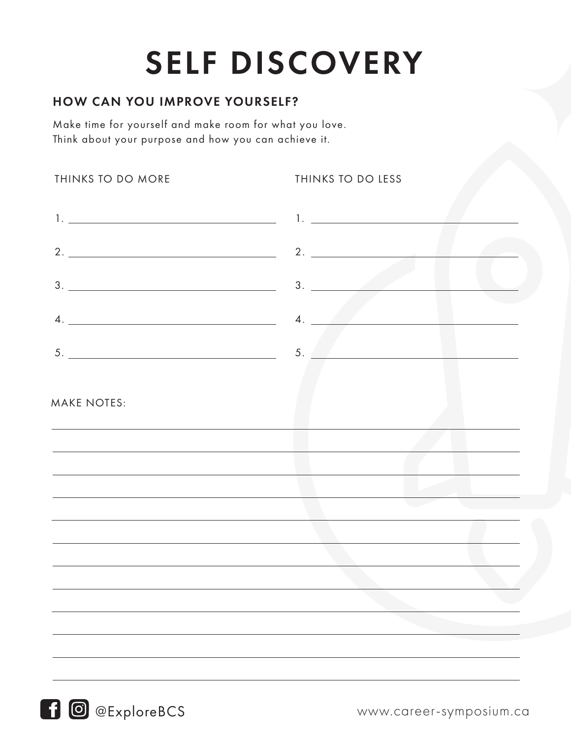# SELF DISCOVERY

## HOW CAN YOU IMPROVE YOURSELF?

Make time for yourself and make room for what you love.
Think about your purpose and how you can achieve it.

| THINKS TO DO MORE | THINKS TO DO LESS |
|---|---|
| 1. ______________________ | 1. ______________________ |
| 2. ______________________ | 2. ______________________ |
| 3. ______________________ | 3. ______________________ |
| 4. ______________________ | 4. ______________________ |
| 5. ______________________ | 5. ______________________ |

MAKE NOTES:

______________________________________________

______________________________________________

______________________________________________

______________________________________________

______________________________________________

______________________________________________

______________________________________________

______________________________________________

______________________________________________

______________________________________________

______________________________________________

@ExploreBCS

www.career-symposium.ca